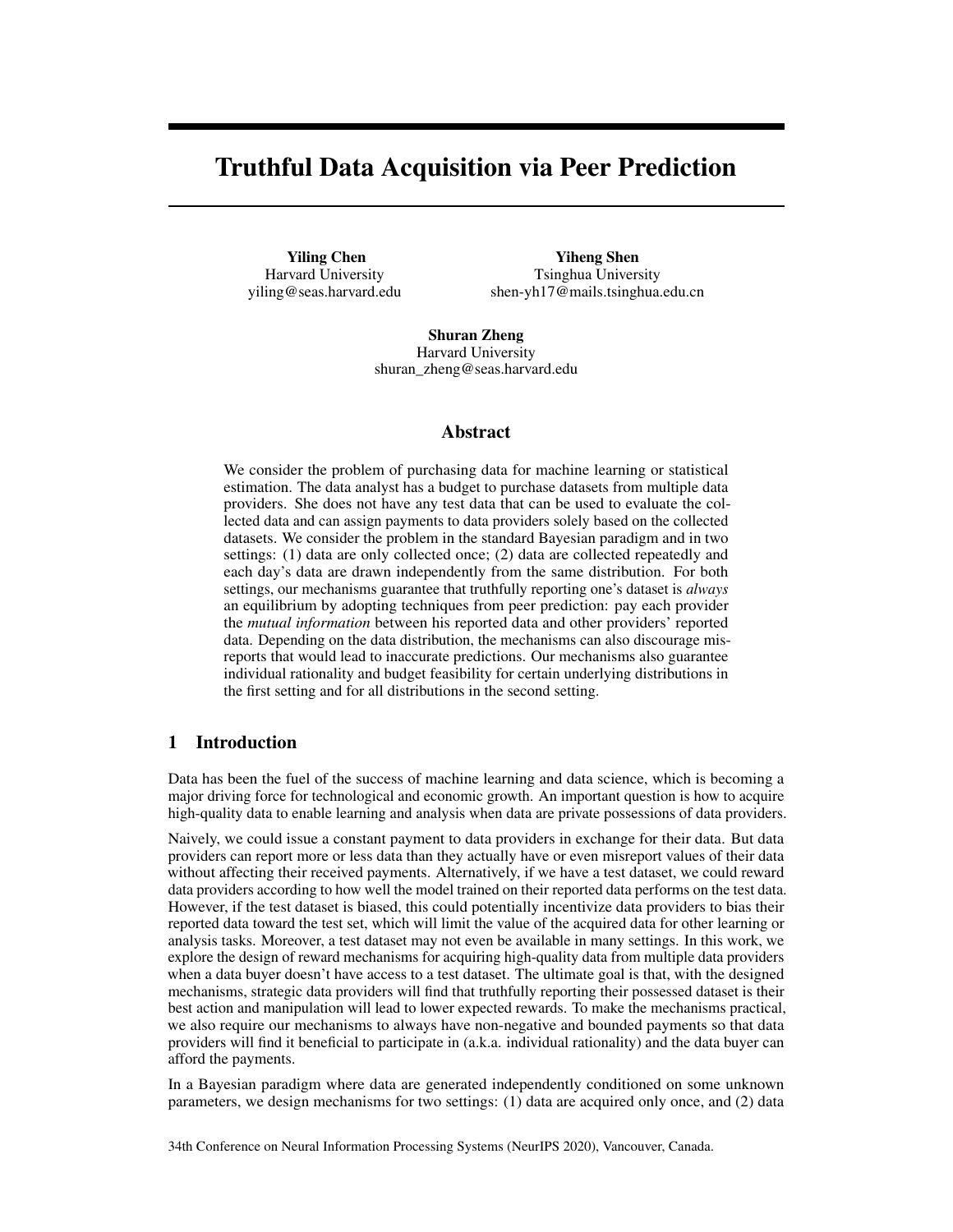# Truthful Data Acquisition via Peer Prediction

**Yiling Chen**
Harvard University
yiling@seas.harvard.edu

**Yiheng Shen**
Tsinghua University
shen-yh17@mails.tsinghua.edu.cn

**Shuran Zheng**
Harvard University
shuran_zheng@seas.harvard.edu

## Abstract

We consider the problem of purchasing data for machine learning or statistical estimation. The data analyst has a budget to purchase datasets from multiple data providers. She does not have any test data that can be used to evaluate the collected data and can assign payments to data providers solely based on the collected datasets. We consider the problem in the standard Bayesian paradigm and in two settings: (1) data are only collected once; (2) data are collected repeatedly and each day's data are drawn independently from the same distribution. For both settings, our mechanisms guarantee that truthfully reporting one's dataset is *always* an equilibrium by adopting techniques from peer prediction: pay each provider the *mutual information* between his reported data and other providers' reported data. Depending on the data distribution, the mechanisms can also discourage misreports that would lead to inaccurate predictions. Our mechanisms also guarantee individual rationality and budget feasibility for certain underlying distributions in the first setting and for all distributions in the second setting.

## 1 Introduction

Data has been the fuel of the success of machine learning and data science, which is becoming a major driving force for technological and economic growth. An important question is how to acquire high-quality data to enable learning and analysis when data are private possessions of data providers.

Naively, we could issue a constant payment to data providers in exchange for their data. But data providers can report more or less data than they actually have or even misreport values of their data without affecting their received payments. Alternatively, if we have a test dataset, we could reward data providers according to how well the model trained on their reported data performs on the test data. However, if the test dataset is biased, this could potentially incentivize data providers to bias their reported data toward the test set, which will limit the value of the acquired data for other learning or analysis tasks. Moreover, a test dataset may not even be available in many settings. In this work, we explore the design of reward mechanisms for acquiring high-quality data from multiple data providers when a data buyer doesn't have access to a test dataset. The ultimate goal is that, with the designed mechanisms, strategic data providers will find that truthfully reporting their possessed dataset is their best action and manipulation will lead to lower expected rewards. To make the mechanisms practical, we also require our mechanisms to always have non-negative and bounded payments so that data providers will find it beneficial to participate in (a.k.a. individual rationality) and the data buyer can afford the payments.

In a Bayesian paradigm where data are generated independently conditioned on some unknown parameters, we design mechanisms for two settings: (1) data are acquired only once, and (2) data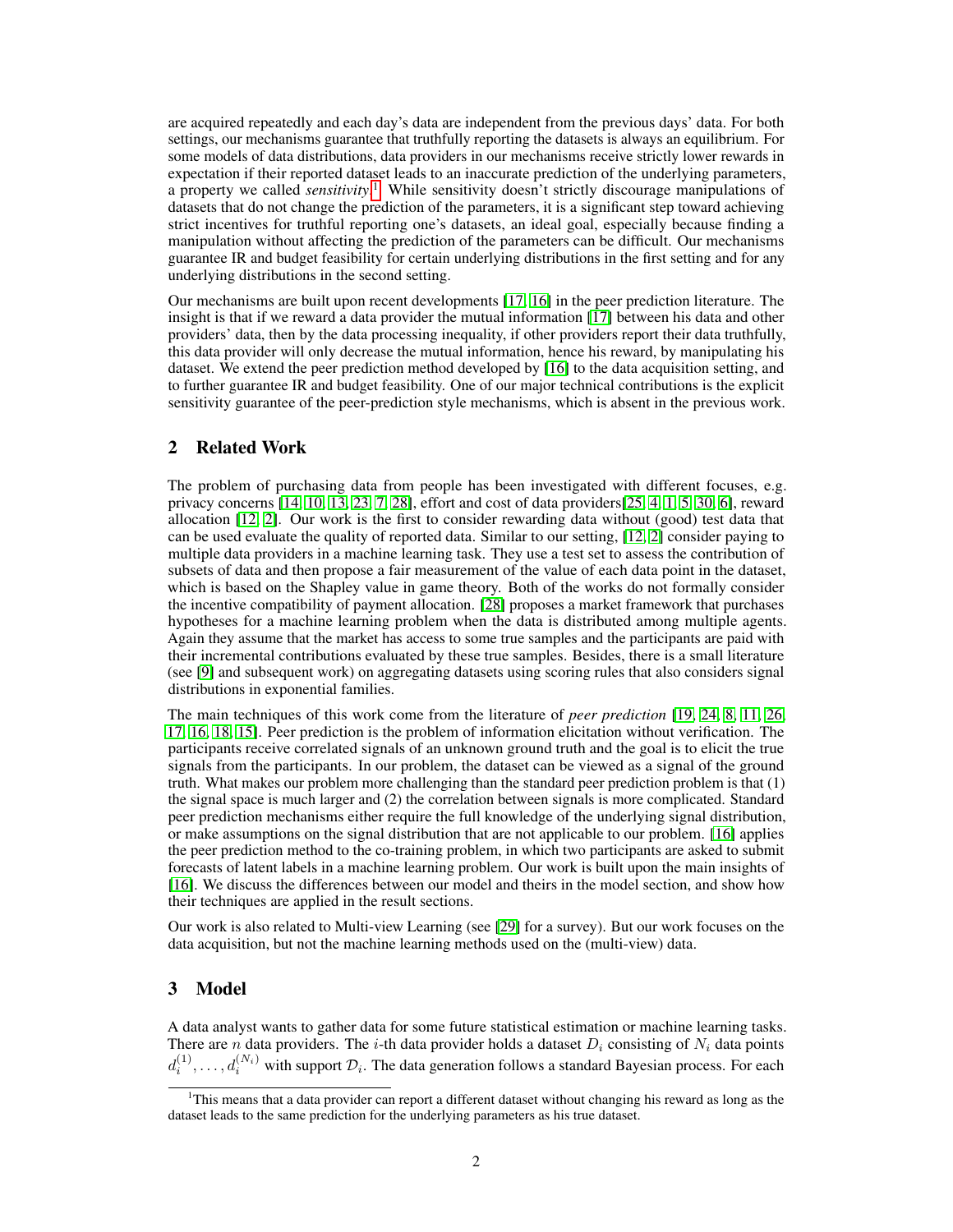are acquired repeatedly and each day's data are independent from the previous days' data. For both settings, our mechanisms guarantee that truthfully reporting the datasets is always an equilibrium. For some models of data distributions, data providers in our mechanisms receive strictly lower rewards in expectation if their reported dataset leads to an inaccurate prediction of the underlying parameters, a property we called *sensitivity*.[1] While sensitivity doesn't strictly discourage manipulations of datasets that do not change the prediction of the parameters, it is a significant step toward achieving strict incentives for truthful reporting one's datasets, an ideal goal, especially because finding a manipulation without affecting the prediction of the parameters can be difficult. Our mechanisms guarantee IR and budget feasibility for certain underlying distributions in the first setting and for any underlying distributions in the second setting.

Our mechanisms are built upon recent developments [17, 16] in the peer prediction literature. The insight is that if we reward a data provider the mutual information [17] between his data and other providers' data, then by the data processing inequality, if other providers report their data truthfully, this data provider will only decrease the mutual information, hence his reward, by manipulating his dataset. We extend the peer prediction method developed by [16] to the data acquisition setting, and to further guarantee IR and budget feasibility. One of our major technical contributions is the explicit sensitivity guarantee of the peer-prediction style mechanisms, which is absent in the previous work.

## 2 Related Work

The problem of purchasing data from people has been investigated with different focuses, e.g. privacy concerns [14, 10, 13, 23, 7, 28], effort and cost of data providers[25, 4, 1, 5, 30, 6], reward allocation [12, 2]. Our work is the first to consider rewarding data without (good) test data that can be used evaluate the quality of reported data. Similar to our setting, [12, 2] consider paying to multiple data providers in a machine learning task. They use a test set to assess the contribution of subsets of data and then propose a fair measurement of the value of each data point in the dataset, which is based on the Shapley value in game theory. Both of the works do not formally consider the incentive compatibility of payment allocation. [28] proposes a market framework that purchases hypotheses for a machine learning problem when the data is distributed among multiple agents. Again they assume that the market has access to some true samples and the participants are paid with their incremental contributions evaluated by these true samples. Besides, there is a small literature (see [9] and subsequent work) on aggregating datasets using scoring rules that also considers signal distributions in exponential families.

The main techniques of this work come from the literature of *peer prediction* [19, 24, 8, 11, 26, 17, 16, 18, 15]. Peer prediction is the problem of information elicitation without verification. The participants receive correlated signals of an unknown ground truth and the goal is to elicit the true signals from the participants. In our problem, the dataset can be viewed as a signal of the ground truth. What makes our problem more challenging than the standard peer prediction problem is that (1) the signal space is much larger and (2) the correlation between signals is more complicated. Standard peer prediction mechanisms either require the full knowledge of the underlying signal distribution, or make assumptions on the signal distribution that are not applicable to our problem. [16] applies the peer prediction method to the co-training problem, in which two participants are asked to submit forecasts of latent labels in a machine learning problem. Our work is built upon the main insights of [16]. We discuss the differences between our model and theirs in the model section, and show how their techniques are applied in the result sections.

Our work is also related to Multi-view Learning (see [29] for a survey). But our work focuses on the data acquisition, but not the machine learning methods used on the (multi-view) data.

## 3 Model

A data analyst wants to gather data for some future statistical estimation or machine learning tasks. There are $n$ data providers. The $i$-th data provider holds a dataset $D_i$ consisting of $N_i$ data points $d_i^{(1)}, \ldots, d_i^{(N_i)}$ with support $\mathcal{D}_i$. The data generation follows a standard Bayesian process. For each

[1] This means that a data provider can report a different dataset without changing his reward as long as the dataset leads to the same prediction for the underlying parameters as his true dataset.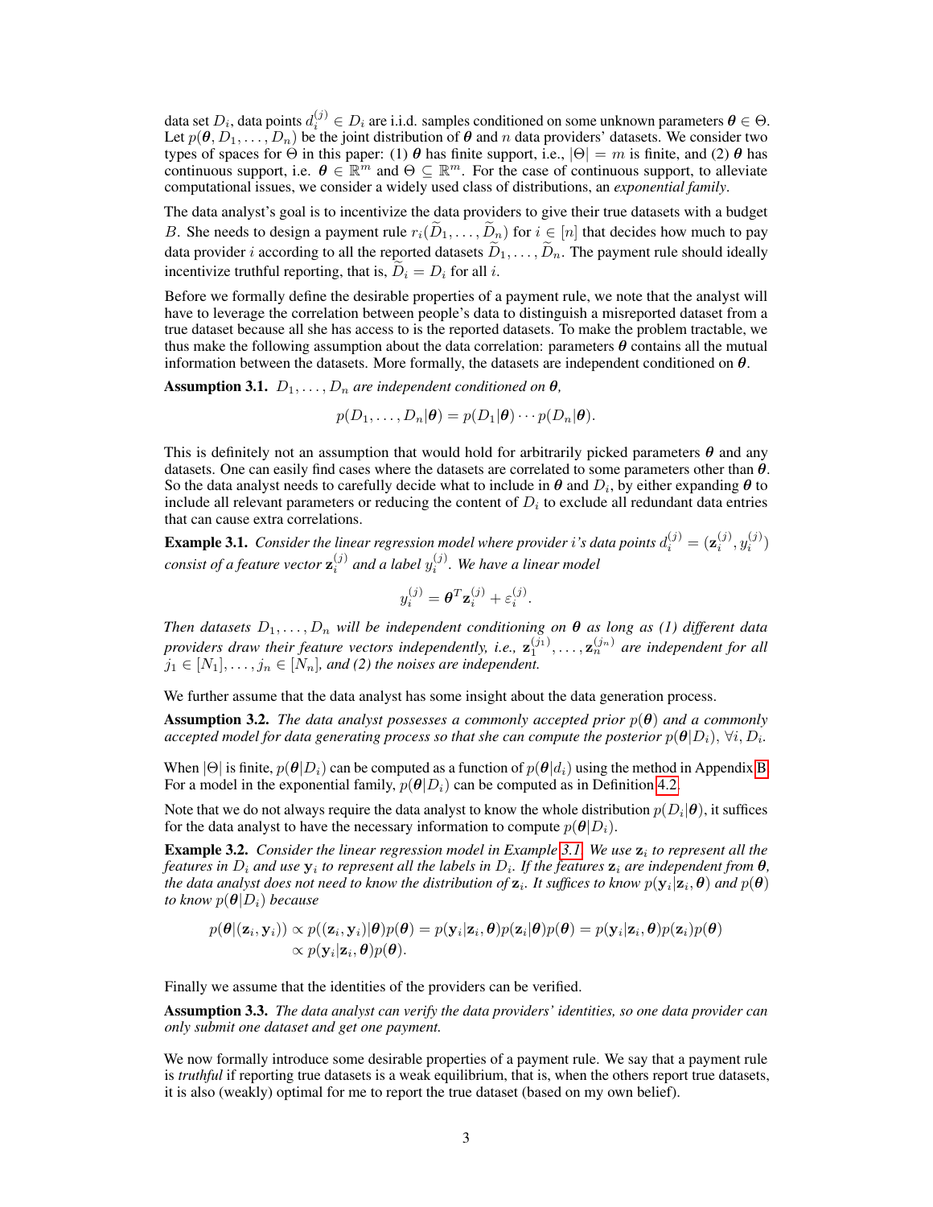data set $D_i$, data points $d_i^{(j)} \in D_i$ are i.i.d. samples conditioned on some unknown parameters $\boldsymbol{\theta} \in \Theta$. Let $p(\boldsymbol{\theta}, D_1, \ldots, D_n)$ be the joint distribution of $\boldsymbol{\theta}$ and $n$ data providers' datasets. We consider two types of spaces for $\Theta$ in this paper: (1) $\boldsymbol{\theta}$ has finite support, i.e., $|\Theta| = m$ is finite, and (2) $\boldsymbol{\theta}$ has continuous support, i.e. $\boldsymbol{\theta} \in \mathbb{R}^m$ and $\Theta \subseteq \mathbb{R}^m$. For the case of continuous support, to alleviate computational issues, we consider a widely used class of distributions, an *exponential family*.

The data analyst's goal is to incentivize the data providers to give their true datasets with a budget $B$. She needs to design a payment rule $r_i(\widetilde{D}_1, \ldots, \widetilde{D}_n)$ for $i \in [n]$ that decides how much to pay data provider $i$ according to all the reported datasets $\widetilde{D}_1, \ldots, \widetilde{D}_n$. The payment rule should ideally incentivize truthful reporting, that is, $\widetilde{D}_i = D_i$ for all $i$.

Before we formally define the desirable properties of a payment rule, we note that the analyst will have to leverage the correlation between people's data to distinguish a misreported dataset from a true dataset because all she has access to is the reported datasets. To make the problem tractable, we thus make the following assumption about the data correlation: parameters $\boldsymbol{\theta}$ contains all the mutual information between the datasets. More formally, the datasets are independent conditioned on $\boldsymbol{\theta}$.

**Assumption 3.1.** *$D_1, \ldots, D_n$ are independent conditioned on $\boldsymbol{\theta}$,*

$$p(D_1, \ldots, D_n | \boldsymbol{\theta}) = p(D_1 | \boldsymbol{\theta}) \cdots p(D_n | \boldsymbol{\theta}).$$

This is definitely not an assumption that would hold for arbitrarily picked parameters $\boldsymbol{\theta}$ and any datasets. One can easily find cases where the datasets are correlated to some parameters other than $\boldsymbol{\theta}$. So the data analyst needs to carefully decide what to include in $\boldsymbol{\theta}$ and $D_i$, by either expanding $\boldsymbol{\theta}$ to include all relevant parameters or reducing the content of $D_i$ to exclude all redundant data entries that can cause extra correlations.

**Example 3.1.** *Consider the linear regression model where provider $i$'s data points $d_i^{(j)} = (\mathbf{z}_i^{(j)}, y_i^{(j)})$ consist of a feature vector $\mathbf{z}_i^{(j)}$ and a label $y_i^{(j)}$. We have a linear model*

$$y_i^{(j)} = \boldsymbol{\theta}^T \mathbf{z}_i^{(j)} + \varepsilon_i^{(j)}.$$

*Then datasets $D_1, \ldots, D_n$ will be independent conditioning on $\boldsymbol{\theta}$ as long as (1) different data providers draw their feature vectors independently, i.e., $\mathbf{z}_1^{(j_1)}, \ldots, \mathbf{z}_n^{(j_n)}$ are independent for all $j_1 \in [N_1], \ldots, j_n \in [N_n]$, and (2) the noises are independent.*

We further assume that the data analyst has some insight about the data generation process.

**Assumption 3.2.** *The data analyst possesses a commonly accepted prior $p(\boldsymbol{\theta})$ and a commonly accepted model for data generating process so that she can compute the posterior $p(\boldsymbol{\theta}|D_i)$, $\forall i, D_i$.*

When $|\Theta|$ is finite, $p(\boldsymbol{\theta}|D_i)$ can be computed as a function of $p(\boldsymbol{\theta}|d_i)$ using the method in Appendix B. For a model in the exponential family, $p(\boldsymbol{\theta}|D_i)$ can be computed as in Definition 4.2.

Note that we do not always require the data analyst to know the whole distribution $p(D_i|\boldsymbol{\theta})$, it suffices for the data analyst to have the necessary information to compute $p(\boldsymbol{\theta}|D_i)$.

**Example 3.2.** *Consider the linear regression model in Example 3.1. We use $\mathbf{z}_i$ to represent all the features in $D_i$ and use $\mathbf{y}_i$ to represent all the labels in $D_i$. If the features $\mathbf{z}_i$ are independent from $\boldsymbol{\theta}$, the data analyst does not need to know the distribution of $\mathbf{z}_i$. It suffices to know $p(\mathbf{y}_i|\mathbf{z}_i, \boldsymbol{\theta})$ and $p(\boldsymbol{\theta})$ to know $p(\boldsymbol{\theta}|D_i)$ because*

$$\begin{aligned} p(\boldsymbol{\theta}|(\mathbf{z}_i, \mathbf{y}_i)) &\propto p((\mathbf{z}_i, \mathbf{y}_i)|\boldsymbol{\theta})p(\boldsymbol{\theta}) = p(\mathbf{y}_i|\mathbf{z}_i, \boldsymbol{\theta})p(\mathbf{z}_i|\boldsymbol{\theta})p(\boldsymbol{\theta}) = p(\mathbf{y}_i|\mathbf{z}_i, \boldsymbol{\theta})p(\mathbf{z}_i)p(\boldsymbol{\theta}) \\ &\propto p(\mathbf{y}_i|\mathbf{z}_i, \boldsymbol{\theta})p(\boldsymbol{\theta}). \end{aligned}$$

Finally we assume that the identities of the providers can be verified.

**Assumption 3.3.** *The data analyst can verify the data providers' identities, so one data provider can only submit one dataset and get one payment.*

We now formally introduce some desirable properties of a payment rule. We say that a payment rule is *truthful* if reporting true datasets is a weak equilibrium, that is, when the others report true datasets, it is also (weakly) optimal for me to report the true dataset (based on my own belief).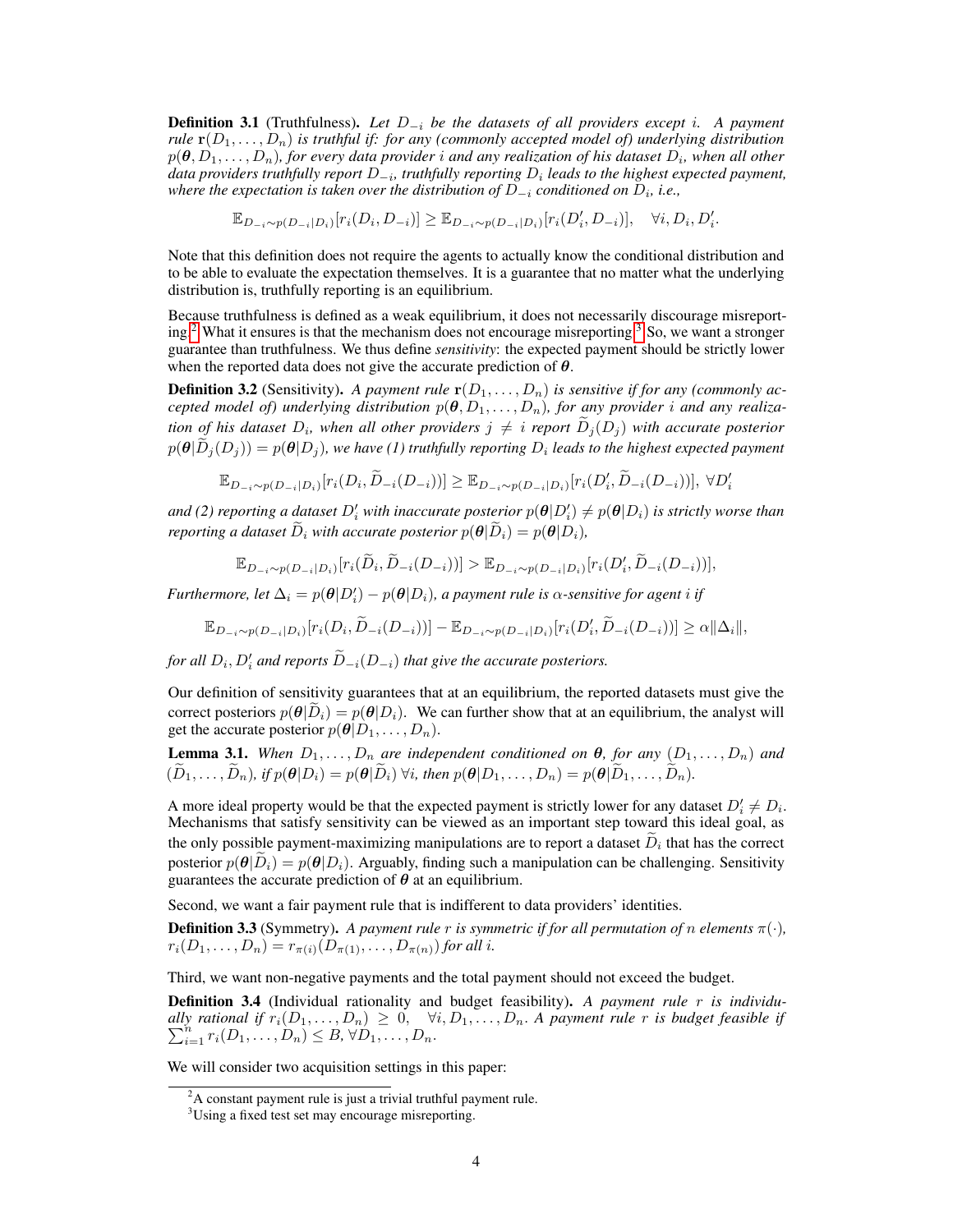**Definition 3.1** (Truthfulness). *Let $D_{-i}$ be the datasets of all providers except $i$. A payment rule $\mathbf{r}(D_1, \dots, D_n)$ is truthful if: for any (commonly accepted model of) underlying distribution $p(\boldsymbol{\theta}, D_1, \dots, D_n)$, for every data provider $i$ and any realization of his dataset $D_i$, when all other data providers truthfully report $D_{-i}$, truthfully reporting $D_i$ leads to the highest expected payment, where the expectation is taken over the distribution of $D_{-i}$ conditioned on $D_i$, i.e.,*

$$\mathbb{E}_{D_{-i} \sim p(D_{-i}|D_i)}[r_i(D_i, D_{-i})] \geq \mathbb{E}_{D_{-i} \sim p(D_{-i}|D_i)}[r_i(D_i', D_{-i})], \quad \forall i, D_i, D_i'.$$

Note that this definition does not require the agents to actually know the conditional distribution and to be able to evaluate the expectation themselves. It is a guarantee that no matter what the underlying distribution is, truthfully reporting is an equilibrium.

Because truthfulness is defined as a weak equilibrium, it does not necessarily discourage misreporting.[2] What it ensures is that the mechanism does not encourage misreporting.[3] So, we want a stronger guarantee than truthfulness. We thus define *sensitivity*: the expected payment should be strictly lower when the reported data does not give the accurate prediction of $\boldsymbol{\theta}$.

**Definition 3.2** (Sensitivity). *A payment rule $\mathbf{r}(D_1, \dots, D_n)$ is sensitive if for any (commonly accepted model of) underlying distribution $p(\boldsymbol{\theta}, D_1, \dots, D_n)$, for any provider $i$ and any realization of his dataset $D_i$, when all other providers $j \neq i$ report $\widetilde{D}_j(D_j)$ with accurate posterior $p(\boldsymbol{\theta}|\widetilde{D}_j(D_j)) = p(\boldsymbol{\theta}|D_j)$, we have (1) truthfully reporting $D_i$ leads to the highest expected payment*

$$\mathbb{E}_{D_{-i} \sim p(D_{-i}|D_i)}[r_i(D_i, \widetilde{D}_{-i}(D_{-i}))] \geq \mathbb{E}_{D_{-i} \sim p(D_{-i}|D_i)}[r_i(D_i', \widetilde{D}_{-i}(D_{-i}))], \ \forall D_i'$$

*and (2) reporting a dataset $D_i'$ with inaccurate posterior $p(\boldsymbol{\theta}|D_i') \neq p(\boldsymbol{\theta}|D_i)$ is strictly worse than reporting a dataset $\widetilde{D}_i$ with accurate posterior $p(\boldsymbol{\theta}|\widetilde{D}_i) = p(\boldsymbol{\theta}|D_i)$,*

$$\mathbb{E}_{D_{-i} \sim p(D_{-i}|D_i)}[r_i(\widetilde{D}_i, \widetilde{D}_{-i}(D_{-i}))] > \mathbb{E}_{D_{-i} \sim p(D_{-i}|D_i)}[r_i(D_i', \widetilde{D}_{-i}(D_{-i}))],$$

*Furthermore, let $\Delta_i = p(\boldsymbol{\theta}|D_i') - p(\boldsymbol{\theta}|D_i)$, a payment rule is $\alpha$-sensitive for agent $i$ if*

$$\mathbb{E}_{D_{-i} \sim p(D_{-i}|D_i)}[r_i(D_i, \widetilde{D}_{-i}(D_{-i}))] - \mathbb{E}_{D_{-i} \sim p(D_{-i}|D_i)}[r_i(D_i', \widetilde{D}_{-i}(D_{-i}))] \geq \alpha \|\Delta_i\|,$$

*for all $D_i, D_i'$ and reports $\widetilde{D}_{-i}(D_{-i})$ that give the accurate posteriors.*

Our definition of sensitivity guarantees that at an equilibrium, the reported datasets must give the correct posteriors $p(\boldsymbol{\theta}|\widetilde{D}_i) = p(\boldsymbol{\theta}|D_i)$. We can further show that at an equilibrium, the analyst will get the accurate posterior $p(\boldsymbol{\theta}|D_1, \dots, D_n)$.

**Lemma 3.1.** *When $D_1, \dots, D_n$ are independent conditioned on $\boldsymbol{\theta}$, for any $(D_1, \dots, D_n)$ and $(\widetilde{D}_1, \dots, \widetilde{D}_n)$, if $p(\boldsymbol{\theta}|D_i) = p(\boldsymbol{\theta}|\widetilde{D}_i)\ \forall i$, then $p(\boldsymbol{\theta}|D_1, \dots, D_n) = p(\boldsymbol{\theta}|\widetilde{D}_1, \dots, \widetilde{D}_n)$.*

A more ideal property would be that the expected payment is strictly lower for any dataset $D_i' \neq D_i$. Mechanisms that satisfy sensitivity can be viewed as an important step toward this ideal goal, as the only possible payment-maximizing manipulations are to report a dataset $\widetilde{D}_i$ that has the correct posterior $p(\boldsymbol{\theta}|\widetilde{D}_i) = p(\boldsymbol{\theta}|D_i)$. Arguably, finding such a manipulation can be challenging. Sensitivity guarantees the accurate prediction of $\boldsymbol{\theta}$ at an equilibrium.

Second, we want a fair payment rule that is indifferent to data providers' identities.

**Definition 3.3** (Symmetry). *A payment rule $r$ is symmetric if for all permutation of $n$ elements $\pi(\cdot)$, $r_i(D_1, \dots, D_n) = r_{\pi(i)}(D_{\pi(1)}, \dots, D_{\pi(n)})$ for all $i$.*

Third, we want non-negative payments and the total payment should not exceed the budget.

**Definition 3.4** (Individual rationality and budget feasibility). *A payment rule $r$ is individually rational if $r_i(D_1, \dots, D_n) \geq 0, \quad \forall i, D_1, \dots, D_n$. A payment rule $r$ is budget feasible if $\sum_{i=1}^n r_i(D_1, \dots, D_n) \leq B, \forall D_1, \dots, D_n$.*

We will consider two acquisition settings in this paper:

---

[2] A constant payment rule is just a trivial truthful payment rule.

[3] Using a fixed test set may encourage misreporting.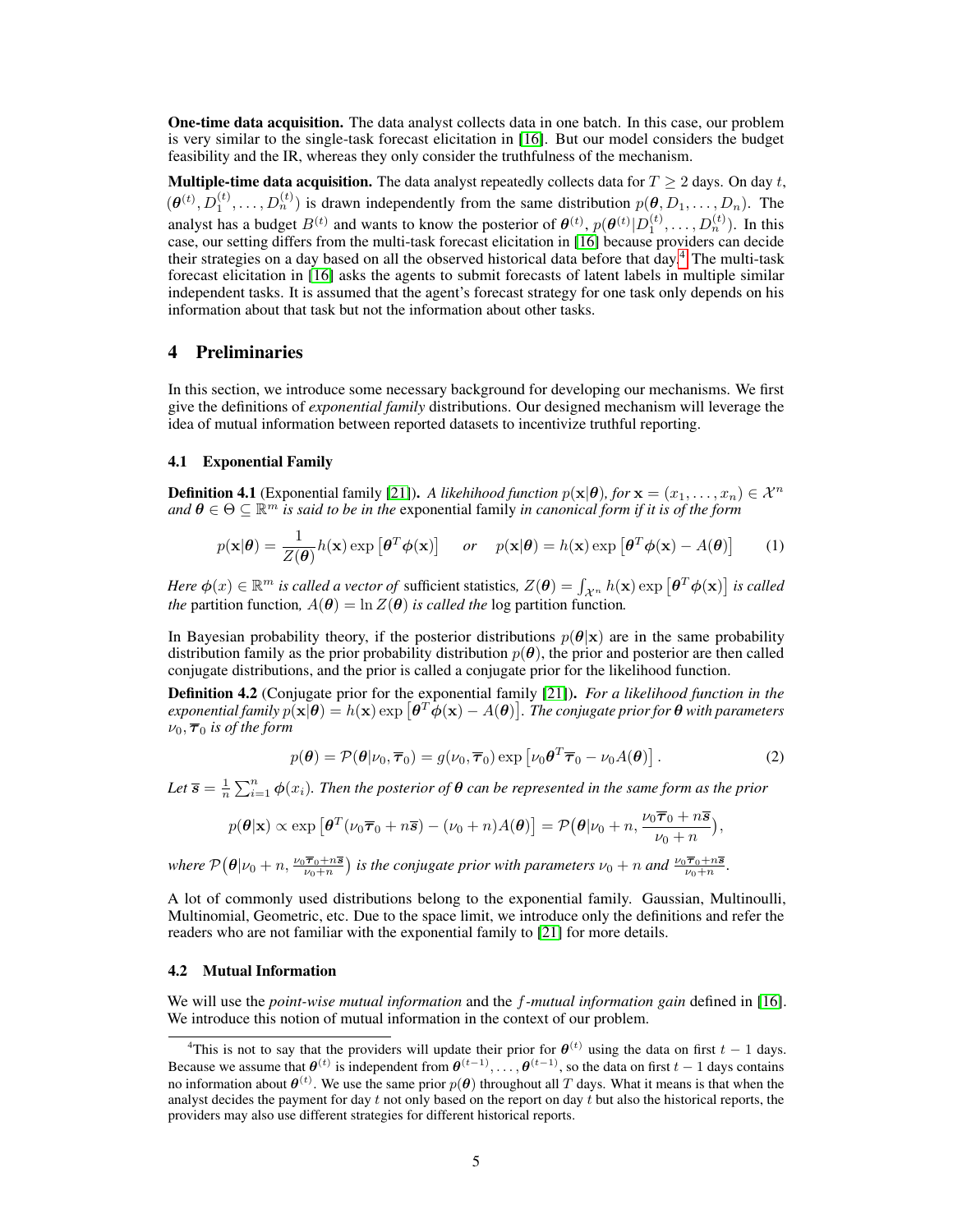**One-time data acquisition.** The data analyst collects data in one batch. In this case, our problem is very similar to the single-task forecast elicitation in [16]. But our model considers the budget feasibility and the IR, whereas they only consider the truthfulness of the mechanism.

**Multiple-time data acquisition.** The data analyst repeatedly collects data for $T \geq 2$ days. On day $t$, $(\boldsymbol{\theta}^{(t)}, D_1^{(t)}, \dots, D_n^{(t)})$ is drawn independently from the same distribution $p(\boldsymbol{\theta}, D_1, \dots, D_n)$. The analyst has a budget $B^{(t)}$ and wants to know the posterior of $\boldsymbol{\theta}^{(t)}$, $p(\boldsymbol{\theta}^{(t)}|D_1^{(t)}, \dots, D_n^{(t)})$. In this case, our setting differs from the multi-task forecast elicitation in [16] because providers can decide their strategies on a day based on all the observed historical data before that day.[4] The multi-task forecast elicitation in [16] asks the agents to submit forecasts of latent labels in multiple similar independent tasks. It is assumed that the agent's forecast strategy for one task only depends on his information about that task but not the information about other tasks.

# 4 Preliminaries

In this section, we introduce some necessary background for developing our mechanisms. We first give the definitions of *exponential family* distributions. Our designed mechanism will leverage the idea of mutual information between reported datasets to incentivize truthful reporting.

## 4.1 Exponential Family

**Definition 4.1** (Exponential family [21]). *A likehihood function $p(\mathbf{x}|\boldsymbol{\theta})$, for $\mathbf{x} = (x_1, \dots, x_n) \in \mathcal{X}^n$ and $\boldsymbol{\theta} \in \Theta \subseteq \mathbb{R}^m$ is said to be in the* exponential family *in canonical form if it is of the form*

$$p(\mathbf{x}|\boldsymbol{\theta}) = \frac{1}{Z(\boldsymbol{\theta})} h(\mathbf{x}) \exp\left[\boldsymbol{\theta}^T \boldsymbol{\phi}(\mathbf{x})\right] \quad \text{or} \quad p(\mathbf{x}|\boldsymbol{\theta}) = h(\mathbf{x}) \exp\left[\boldsymbol{\theta}^T \boldsymbol{\phi}(\mathbf{x}) - A(\boldsymbol{\theta})\right] \tag{1}$$

*Here $\boldsymbol{\phi}(x) \in \mathbb{R}^m$ is called a vector of* sufficient statistics*, $Z(\boldsymbol{\theta}) = \int_{\mathcal{X}^n} h(\mathbf{x}) \exp\left[\boldsymbol{\theta}^T \boldsymbol{\phi}(\mathbf{x})\right]$ is called the* partition function*, $A(\boldsymbol{\theta}) = \ln Z(\boldsymbol{\theta})$ is called the* log partition function*.*

In Bayesian probability theory, if the posterior distributions $p(\boldsymbol{\theta}|\mathbf{x})$ are in the same probability distribution family as the prior probability distribution $p(\boldsymbol{\theta})$, the prior and posterior are then called conjugate distributions, and the prior is called a conjugate prior for the likelihood function.

**Definition 4.2** (Conjugate prior for the exponential family [21]). *For a likelihood function in the exponential family $p(\mathbf{x}|\boldsymbol{\theta}) = h(\mathbf{x}) \exp\left[\boldsymbol{\theta}^T \boldsymbol{\phi}(\mathbf{x}) - A(\boldsymbol{\theta})\right]$. The conjugate prior for $\boldsymbol{\theta}$ with parameters $\nu_0, \overline{\boldsymbol{\tau}}_0$ is of the form*

$$p(\boldsymbol{\theta}) = \mathcal{P}(\boldsymbol{\theta}|\nu_0, \overline{\boldsymbol{\tau}}_0) = g(\nu_0, \overline{\boldsymbol{\tau}}_0) \exp\left[\nu_0 \boldsymbol{\theta}^T \overline{\boldsymbol{\tau}}_0 - \nu_0 A(\boldsymbol{\theta})\right]. \tag{2}$$

*Let $\overline{\mathbf{s}} = \frac{1}{n}\sum_{i=1}^n \boldsymbol{\phi}(x_i)$. Then the posterior of $\boldsymbol{\theta}$ can be represented in the same form as the prior*

$$p(\boldsymbol{\theta}|\mathbf{x}) \propto \exp\left[\boldsymbol{\theta}^T(\nu_0 \overline{\boldsymbol{\tau}}_0 + n\overline{\mathbf{s}}) - (\nu_0 + n)A(\boldsymbol{\theta})\right] = \mathcal{P}\big(\boldsymbol{\theta}|\nu_0 + n, \frac{\nu_0 \overline{\boldsymbol{\tau}}_0 + n\overline{\mathbf{s}}}{\nu_0 + n}\big),$$

*where $\mathcal{P}\big(\boldsymbol{\theta}|\nu_0 + n, \frac{\nu_0 \overline{\boldsymbol{\tau}}_0 + n\overline{\mathbf{s}}}{\nu_0 + n}\big)$ is the conjugate prior with parameters $\nu_0 + n$ and $\frac{\nu_0 \overline{\boldsymbol{\tau}}_0 + n\overline{\mathbf{s}}}{\nu_0 + n}$.*

A lot of commonly used distributions belong to the exponential family. Gaussian, Multinoulli, Multinomial, Geometric, etc. Due to the space limit, we introduce only the definitions and refer the readers who are not familiar with the exponential family to [21] for more details.

## 4.2 Mutual Information

We will use the *point-wise mutual information* and the *$f$-mutual information gain* defined in [16]. We introduce this notion of mutual information in the context of our problem.

[4] This is not to say that the providers will update their prior for $\boldsymbol{\theta}^{(t)}$ using the data on first $t-1$ days. Because we assume that $\boldsymbol{\theta}^{(t)}$ is independent from $\boldsymbol{\theta}^{(t-1)}, \dots, \boldsymbol{\theta}^{(t-1)}$, so the data on first $t-1$ days contains no information about $\boldsymbol{\theta}^{(t)}$. We use the same prior $p(\boldsymbol{\theta})$ throughout all $T$ days. What it means is that when the analyst decides the payment for day $t$ not only based on the report on day $t$ but also the historical reports, the providers may also use different strategies for different historical reports.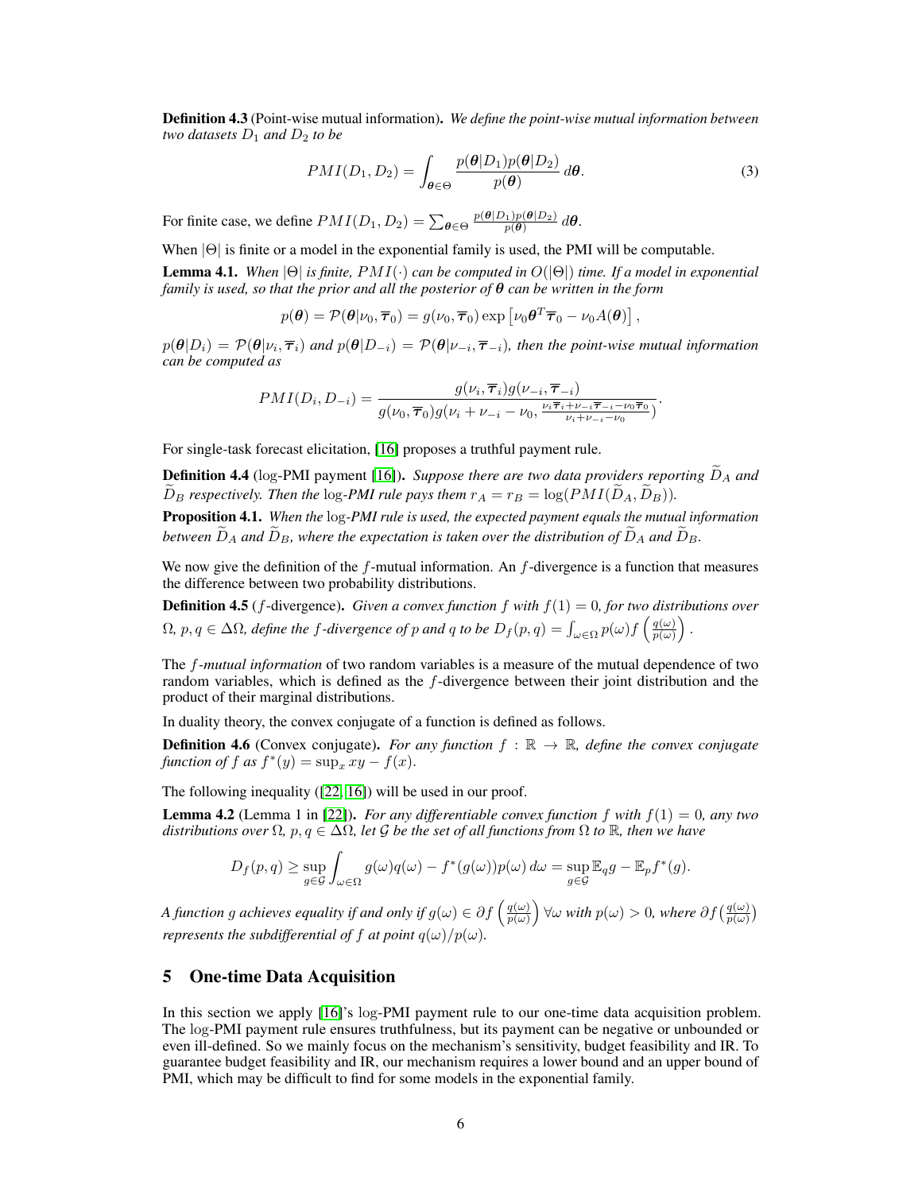**Definition 4.3** (Point-wise mutual information)**.** *We define the point-wise mutual information between two datasets $D_1$ and $D_2$ to be*

$$PMI(D_1, D_2) = \int_{\boldsymbol{\theta} \in \Theta} \frac{p(\boldsymbol{\theta}|D_1)p(\boldsymbol{\theta}|D_2)}{p(\boldsymbol{\theta})} \, d\boldsymbol{\theta}. \tag{3}$$

For finite case, we define $PMI(D_1, D_2) = \sum_{\boldsymbol{\theta} \in \Theta} \frac{p(\boldsymbol{\theta}|D_1)p(\boldsymbol{\theta}|D_2)}{p(\boldsymbol{\theta})} \, d\boldsymbol{\theta}$.

When $|\Theta|$ is finite or a model in the exponential family is used, the PMI will be computable.

**Lemma 4.1.** *When $|\Theta|$ is finite, $PMI(\cdot)$ can be computed in $O(|\Theta|)$ time. If a model in exponential family is used, so that the prior and all the posterior of $\boldsymbol{\theta}$ can be written in the form*

$$p(\boldsymbol{\theta}) = \mathcal{P}(\boldsymbol{\theta}|\nu_0, \overline{\boldsymbol{\tau}}_0) = g(\nu_0, \overline{\boldsymbol{\tau}}_0) \exp\left[\nu_0 \boldsymbol{\theta}^T \overline{\boldsymbol{\tau}}_0 - \nu_0 A(\boldsymbol{\theta})\right],$$

*$p(\boldsymbol{\theta}|D_i) = \mathcal{P}(\boldsymbol{\theta}|\nu_i, \overline{\boldsymbol{\tau}}_i)$ and $p(\boldsymbol{\theta}|D_{-i}) = \mathcal{P}(\boldsymbol{\theta}|\nu_{-i}, \overline{\boldsymbol{\tau}}_{-i})$, then the point-wise mutual information can be computed as*

$$PMI(D_i, D_{-i}) = \frac{g(\nu_i, \overline{\boldsymbol{\tau}}_i) g(\nu_{-i}, \overline{\boldsymbol{\tau}}_{-i})}{g(\nu_0, \overline{\boldsymbol{\tau}}_0) g(\nu_i + \nu_{-i} - \nu_0, \frac{\nu_i \overline{\boldsymbol{\tau}}_i + \nu_{-i} \overline{\boldsymbol{\tau}}_{-i} - \nu_0 \overline{\boldsymbol{\tau}}_0}{\nu_i + \nu_{-i} - \nu_0})}.$$

For single-task forecast elicitation, [16] proposes a truthful payment rule.

**Definition 4.4** (log-PMI payment [16])**.** *Suppose there are two data providers reporting $\widetilde{D}_A$ and $\widetilde{D}_B$ respectively. Then the* log*-PMI rule pays them $r_A = r_B = \log(PMI(\widetilde{D}_A, \widetilde{D}_B))$.*

**Proposition 4.1.** *When the* log*-PMI rule is used, the expected payment equals the mutual information between $\widetilde{D}_A$ and $\widetilde{D}_B$, where the expectation is taken over the distribution of $\widetilde{D}_A$ and $\widetilde{D}_B$.*

We now give the definition of the $f$-mutual information. An $f$-divergence is a function that measures the difference between two probability distributions.

**Definition 4.5** ($f$-divergence)**.** *Given a convex function $f$ with $f(1) = 0$, for two distributions over $\Omega$, $p, q \in \Delta\Omega$, define the $f$-divergence of $p$ and $q$ to be $D_f(p, q) = \int_{\omega \in \Omega} p(\omega) f\left(\frac{q(\omega)}{p(\omega)}\right)$.*

The *$f$-mutual information* of two random variables is a measure of the mutual dependence of two random variables, which is defined as the $f$-divergence between their joint distribution and the product of their marginal distributions.

In duality theory, the convex conjugate of a function is defined as follows.

**Definition 4.6** (Convex conjugate)**.** *For any function $f : \mathbb{R} \to \mathbb{R}$, define the convex conjugate function of $f$ as $f^*(y) = \sup_x xy - f(x)$.*

The following inequality ([22, 16]) will be used in our proof.

**Lemma 4.2** (Lemma 1 in [22])**.** *For any differentiable convex function $f$ with $f(1) = 0$, any two distributions over $\Omega$, $p, q \in \Delta\Omega$, let $\mathcal{G}$ be the set of all functions from $\Omega$ to $\mathbb{R}$, then we have*

$$D_f(p, q) \geq \sup_{g \in \mathcal{G}} \int_{\omega \in \Omega} g(\omega) q(\omega) - f^*(g(\omega)) p(\omega) \, d\omega = \sup_{g \in \mathcal{G}} \mathbb{E}_q g - \mathbb{E}_p f^*(g).$$

*A function $g$ achieves equality if and only if $g(\omega) \in \partial f\left(\frac{q(\omega)}{p(\omega)}\right) \forall \omega$ with $p(\omega) > 0$, where $\partial f\left(\frac{q(\omega)}{p(\omega)}\right)$ represents the subdifferential of $f$ at point $q(\omega)/p(\omega)$.*

## 5 One-time Data Acquisition

In this section we apply [16]'s log-PMI payment rule to our one-time data acquisition problem. The log-PMI payment rule ensures truthfulness, but its payment can be negative or unbounded or even ill-defined. So we mainly focus on the mechanism's sensitivity, budget feasibility and IR. To guarantee budget feasibility and IR, our mechanism requires a lower bound and an upper bound of PMI, which may be difficult to find for some models in the exponential family.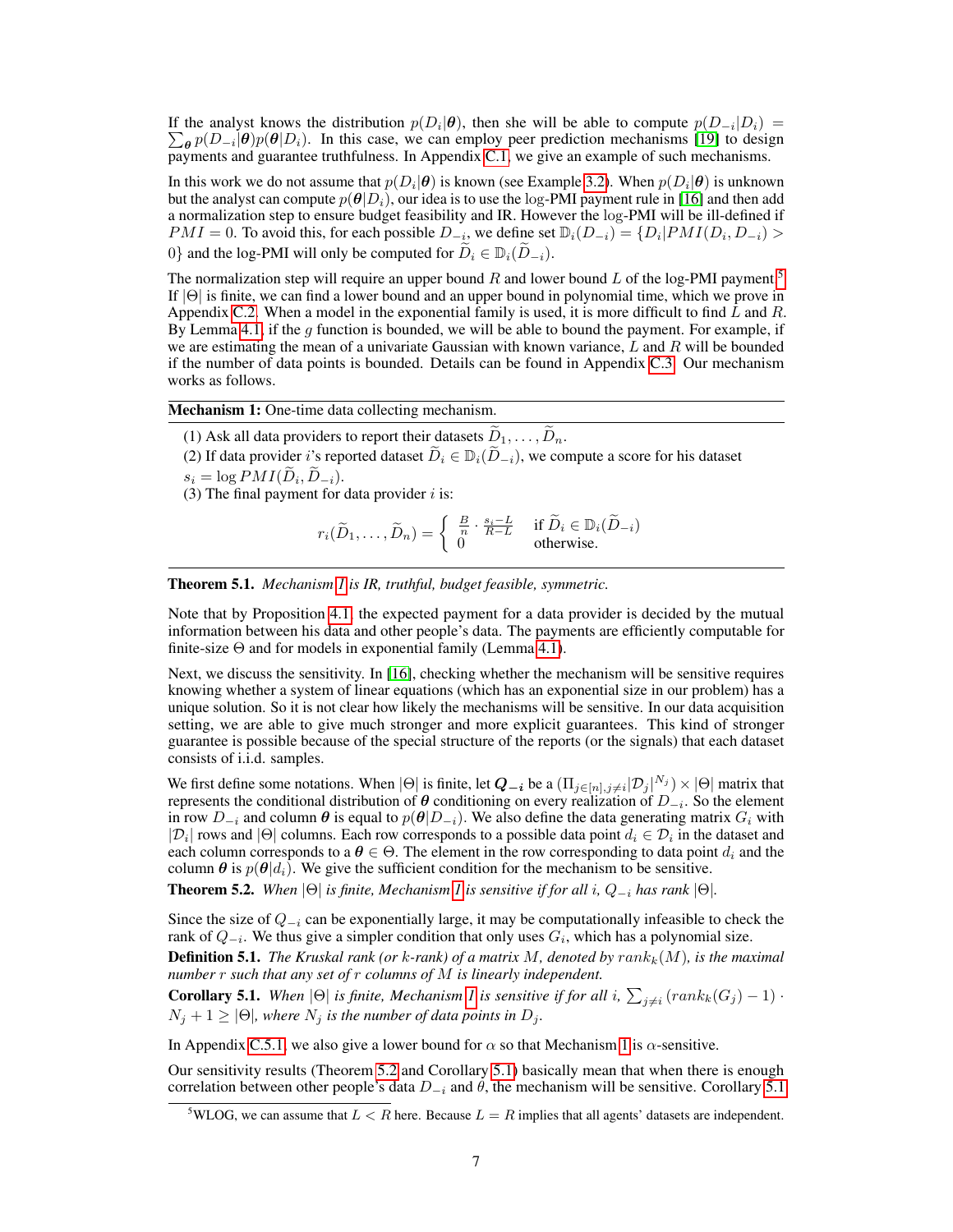If the analyst knows the distribution $p(D_i|\boldsymbol{\theta})$, then she will be able to compute $p(D_{-i}|D_i) = \sum_{\boldsymbol{\theta}} p(D_{-i}|\boldsymbol{\theta})p(\boldsymbol{\theta}|D_i)$. In this case, we can employ peer prediction mechanisms [19] to design payments and guarantee truthfulness. In Appendix C.1, we give an example of such mechanisms.

In this work we do not assume that $p(D_i|\boldsymbol{\theta})$ is known (see Example 3.2). When $p(D_i|\boldsymbol{\theta})$ is unknown but the analyst can compute $p(\boldsymbol{\theta}|D_i)$, our idea is to use the log-PMI payment rule in [16] and then add a normalization step to ensure budget feasibility and IR. However the log-PMI will be ill-defined if $PMI = 0$. To avoid this, for each possible $D_{-i}$, we define set $\mathbb{D}_i(D_{-i}) = \{D_i | PMI(D_i, D_{-i}) > 0\}$ and the log-PMI will only be computed for $\widetilde{D}_i \in \mathbb{D}_i(\widetilde{D}_{-i})$.

The normalization step will require an upper bound $R$ and lower bound $L$ of the log-PMI payment[5]. If $|\Theta|$ is finite, we can find a lower bound and an upper bound in polynomial time, which we prove in Appendix C.2. When a model in the exponential family is used, it is more difficult to find $L$ and $R$. By Lemma 4.1, if the $g$ function is bounded, we will be able to bound the payment. For example, if we are estimating the mean of a univariate Gaussian with known variance, $L$ and $R$ will be bounded if the number of data points is bounded. Details can be found in Appendix C.3. Our mechanism works as follows.

---

**Mechanism 1:** One-time data collecting mechanism.

---

(1) Ask all data providers to report their datasets $\widetilde{D}_1, \dots, \widetilde{D}_n$.

(2) If data provider $i$'s reported dataset $\widetilde{D}_i \in \mathbb{D}_i(\widetilde{D}_{-i})$, we compute a score for his dataset $s_i = \log PMI(\widetilde{D}_i, \widetilde{D}_{-i})$.

(3) The final payment for data provider $i$ is:

$$r_i(\widetilde{D}_1, \dots, \widetilde{D}_n) = \begin{cases} \frac{B}{n} \cdot \frac{s_i - L}{R - L} & \text{if } \widetilde{D}_i \in \mathbb{D}_i(\widetilde{D}_{-i}) \\ 0 & \text{otherwise.} \end{cases}$$

---

**Theorem 5.1.** *Mechanism 1 is IR, truthful, budget feasible, symmetric.*

Note that by Proposition 4.1, the expected payment for a data provider is decided by the mutual information between his data and other people's data. The payments are efficiently computable for finite-size $\Theta$ and for models in exponential family (Lemma 4.1).

Next, we discuss the sensitivity. In [16], checking whether the mechanism will be sensitive requires knowing whether a system of linear equations (which has an exponential size in our problem) has a unique solution. So it is not clear how likely the mechanisms will be sensitive. In our data acquisition setting, we are able to give much stronger and more explicit guarantees. This kind of stronger guarantee is possible because of the special structure of the reports (or the signals) that each dataset consists of i.i.d. samples.

We first define some notations. When $|\Theta|$ is finite, let $\boldsymbol{Q_{-i}}$ be a $(\Pi_{j\in[n], j\neq i} |\mathcal{D}_j|^{N_j}) \times |\Theta|$ matrix that represents the conditional distribution of $\boldsymbol{\theta}$ conditioning on every realization of $D_{-i}$. So the element in row $D_{-i}$ and column $\boldsymbol{\theta}$ is equal to $p(\boldsymbol{\theta}|D_{-i})$. We also define the data generating matrix $G_i$ with $|\mathcal{D}_i|$ rows and $|\Theta|$ columns. Each row corresponds to a possible data point $d_i \in \mathcal{D}_i$ in the dataset and each column corresponds to a $\boldsymbol{\theta} \in \Theta$. The element in the row corresponding to data point $d_i$ and the column $\boldsymbol{\theta}$ is $p(\boldsymbol{\theta}|d_i)$. We give the sufficient condition for the mechanism to be sensitive.

**Theorem 5.2.** *When $|\Theta|$ is finite, Mechanism 1 is sensitive if for all $i$, $Q_{-i}$ has rank $|\Theta|$.*

Since the size of $Q_{-i}$ can be exponentially large, it may be computationally infeasible to check the rank of $Q_{-i}$. We thus give a simpler condition that only uses $G_i$, which has a polynomial size.

**Definition 5.1.** *The Kruskal rank (or $k$-rank) of a matrix $M$, denoted by $rank_k(M)$, is the maximal number $r$ such that any set of $r$ columns of $M$ is linearly independent.*

**Corollary 5.1.** *When $|\Theta|$ is finite, Mechanism 1 is sensitive if for all $i$, $\sum_{j\neq i}(rank_k(G_j) - 1) \cdot N_j + 1 \geq |\Theta|$, where $N_j$ is the number of data points in $D_j$.*

In Appendix C.5.1, we also give a lower bound for $\alpha$ so that Mechanism 1 is $\alpha$-sensitive.

Our sensitivity results (Theorem 5.2 and Corollary 5.1) basically mean that when there is enough correlation between other people's data $D_{-i}$ and $\theta$, the mechanism will be sensitive. Corollary 5.1

[5] WLOG, we can assume that $L < R$ here. Because $L = R$ implies that all agents' datasets are independent.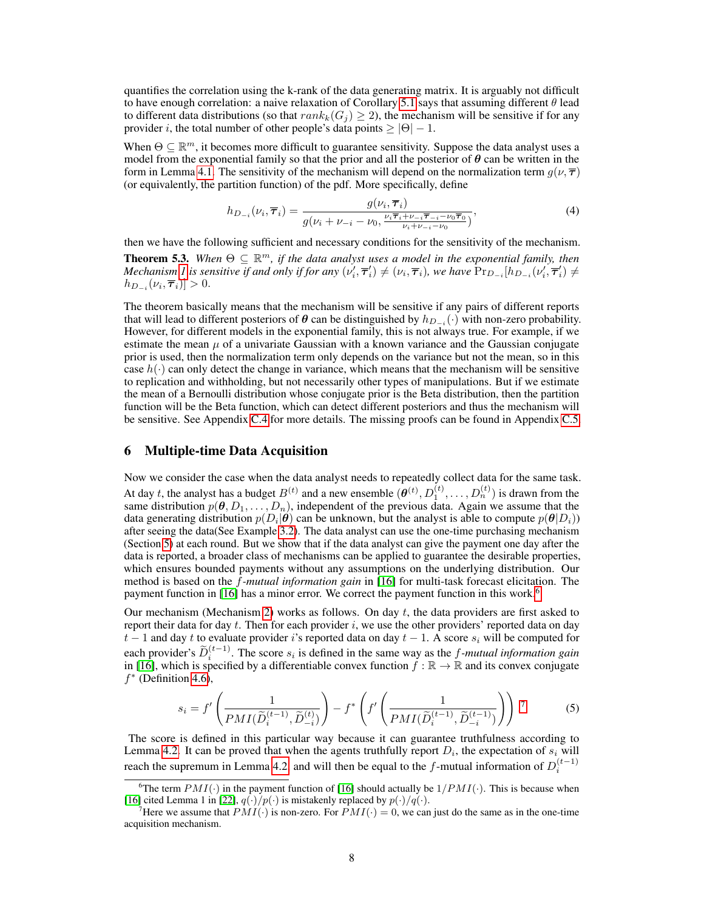quantifies the correlation using the k-rank of the data generating matrix. It is arguably not difficult to have enough correlation: a naive relaxation of Corollary 5.1 says that assuming different $\theta$ lead to different data distributions (so that $rank_k(G_j) \geq 2$), the mechanism will be sensitive if for any provider $i$, the total number of other people's data points $\geq |\Theta| - 1$.

When $\Theta \subseteq \mathbb{R}^m$, it becomes more difficult to guarantee sensitivity. Suppose the data analyst uses a model from the exponential family so that the prior and all the posterior of $\boldsymbol{\theta}$ can be written in the form in Lemma 4.1. The sensitivity of the mechanism will depend on the normalization term $g(\nu, \overline{\boldsymbol{\tau}})$ (or equivalently, the partition function) of the pdf. More specifically, define

$$h_{D_{-i}}(\nu_i, \overline{\boldsymbol{\tau}}_i) = \frac{g(\nu_i, \overline{\boldsymbol{\tau}}_i)}{g(\nu_i + \nu_{-i} - \nu_0, \frac{\nu_i \overline{\boldsymbol{\tau}}_i + \nu_{-i} \overline{\boldsymbol{\tau}}_{-i} - \nu_0 \overline{\boldsymbol{\tau}}_0}{\nu_i + \nu_{-i} - \nu_0})}, \tag{4}$$

then we have the following sufficient and necessary conditions for the sensitivity of the mechanism.

**Theorem 5.3.** *When $\Theta \subseteq \mathbb{R}^m$, if the data analyst uses a model in the exponential family, then Mechanism 1 is sensitive if and only if for any $(\nu_i', \overline{\boldsymbol{\tau}}_i') \neq (\nu_i, \overline{\boldsymbol{\tau}}_i)$, we have $\Pr_{D_{-i}}[h_{D_{-i}}(\nu_i', \overline{\boldsymbol{\tau}}_i') \neq h_{D_{-i}}(\nu_i, \overline{\boldsymbol{\tau}}_i)] > 0$.*

The theorem basically means that the mechanism will be sensitive if any pairs of different reports that will lead to different posteriors of $\boldsymbol{\theta}$ can be distinguished by $h_{D_{-i}}(\cdot)$ with non-zero probability. However, for different models in the exponential family, this is not always true. For example, if we estimate the mean $\mu$ of a univariate Gaussian with a known variance and the Gaussian conjugate prior is used, then the normalization term only depends on the variance but not the mean, so in this case $h(\cdot)$ can only detect the change in variance, which means that the mechanism will be sensitive to replication and withholding, but not necessarily other types of manipulations. But if we estimate the mean of a Bernoulli distribution whose conjugate prior is the Beta distribution, then the partition function will be the Beta function, which can detect different posteriors and thus the mechanism will be sensitive. See Appendix C.4 for more details. The missing proofs can be found in Appendix C.5.

## 6 Multiple-time Data Acquisition

Now we consider the case when the data analyst needs to repeatedly collect data for the same task. At day $t$, the analyst has a budget $B^{(t)}$ and a new ensemble $(\boldsymbol{\theta}^{(t)}, D_1^{(t)}, \dots, D_n^{(t)})$ is drawn from the same distribution $p(\boldsymbol{\theta}, D_1, \dots, D_n)$, independent of the previous data. Again we assume that the data generating distribution $p(D_i|\boldsymbol{\theta})$ can be unknown, but the analyst is able to compute $p(\boldsymbol{\theta}|D_i))$ after seeing the data(See Example 3.2). The data analyst can use the one-time purchasing mechanism (Section 5) at each round. But we show that if the data analyst can give the payment one day after the data is reported, a broader class of mechanisms can be applied to guarantee the desirable properties, which ensures bounded payments without any assumptions on the underlying distribution. Our method is based on the *f-mutual information gain* in [16] for multi-task forecast elicitation. The payment function in [16] has a minor error. We correct the payment function in this work.[6]

Our mechanism (Mechanism 2) works as follows. On day $t$, the data providers are first asked to report their data for day $t$. Then for each provider $i$, we use the other providers' reported data on day $t-1$ and day $t$ to evaluate provider $i$'s reported data on day $t-1$. A score $s_i$ will be computed for each provider's $\widetilde{D}_i^{(t-1)}$. The score $s_i$ is defined in the same way as the *f-mutual information gain* in [16], which is specified by a differentiable convex function $f : \mathbb{R} \to \mathbb{R}$ and its convex conjugate $f^*$ (Definition 4.6),

$$s_i = f'\left(\frac{1}{PMI(\widetilde{D}_i^{(t-1)}, \widetilde{D}_{-i}^{(t)})}\right) - f^*\left(f'\left(\frac{1}{PMI(\widetilde{D}_i^{(t-1)}, \widetilde{D}_{-i}^{(t-1)})}\right)\right) \text{ [7]} \tag{5}$$

The score is defined in this particular way because it can guarantee truthfulness according to Lemma 4.2. It can be proved that when the agents truthfully report $D_i$, the expectation of $s_i$ will reach the supremum in Lemma 4.2, and will then be equal to the $f$-mutual information of $D_i^{(t-1)}$

[6] The term $PMI(\cdot)$ in the payment function of [16] should actually be $1/PMI(\cdot)$. This is because when [16] cited Lemma 1 in [22], $q(\cdot)/p(\cdot)$ is mistakenly replaced by $p(\cdot)/q(\cdot)$.

[7] Here we assume that $PMI(\cdot)$ is non-zero. For $PMI(\cdot) = 0$, we can just do the same as in the one-time acquisition mechanism.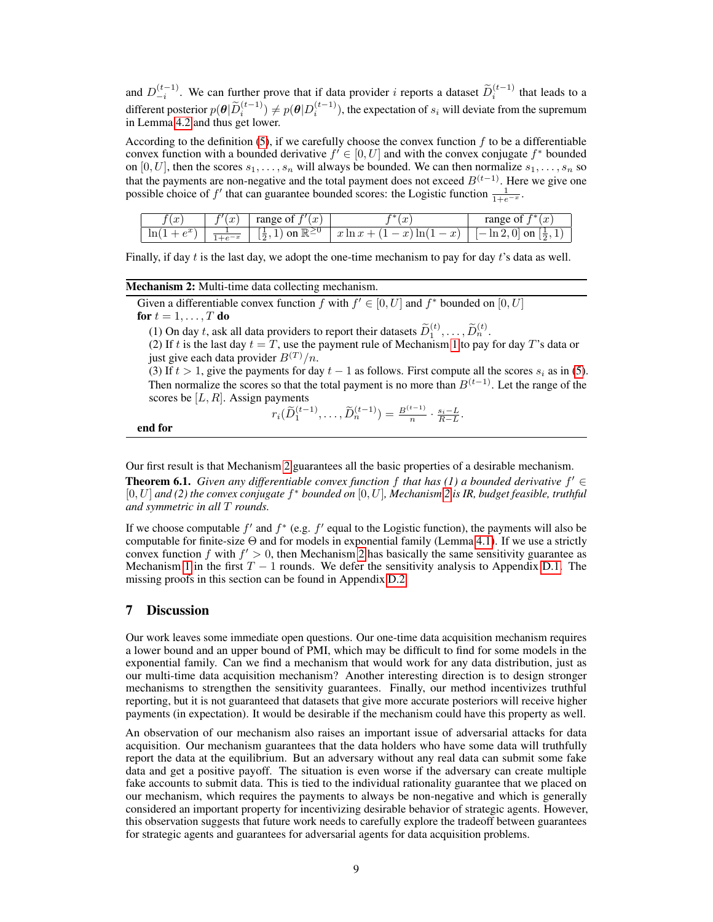and $D_{-i}^{(t-1)}$. We can further prove that if data provider $i$ reports a dataset $\widetilde{D}_i^{(t-1)}$ that leads to a different posterior $p(\boldsymbol{\theta}|\widetilde{D}_i^{(t-1)}) \neq p(\boldsymbol{\theta}|D_i^{(t-1)})$, the expectation of $s_i$ will deviate from the supremum in Lemma 4.2 and thus get lower.

According to the definition (5), if we carefully choose the convex function $f$ to be a differentiable convex function with a bounded derivative $f' \in [0, U]$ and with the convex conjugate $f^*$ bounded on $[0, U]$, then the scores $s_1, \ldots, s_n$ will always be bounded. We can then normalize $s_1, \ldots, s_n$ so that the payments are non-negative and the total payment does not exceed $B^{(t-1)}$. Here we give one possible choice of $f'$ that can guarantee bounded scores: the Logistic function $\frac{1}{1+e^{-x}}$.

| $f(x)$ | $f'(x)$ | range of $f'(x)$ | $f^*(x)$ | range of $f^*(x)$ |
|---|---|---|---|---|
| $\ln(1+e^x)$ | $\frac{1}{1+e^{-x}}$ | $[\frac{1}{2}, 1)$ on $\mathbb{R}^{\geq 0}$ | $x\ln x + (1-x)\ln(1-x)$ | $[-\ln 2, 0]$ on $[\frac{1}{2}, 1)$ |

Finally, if day $t$ is the last day, we adopt the one-time mechanism to pay for day $t$'s data as well.

---

**Mechanism 2:** Multi-time data collecting mechanism.

Given a differentiable convex function $f$ with $f' \in [0, U]$ and $f^*$ bounded on $[0, U]$

**for** $t = 1, \ldots, T$ **do**

(1) On day $t$, ask all data providers to report their datasets $\widetilde{D}_1^{(t)}, \ldots, \widetilde{D}_n^{(t)}$.

(2) If $t$ is the last day $t = T$, use the payment rule of Mechanism 1 to pay for day $T$'s data or just give each data provider $B^{(T)}/n$.

(3) If $t > 1$, give the payments for day $t-1$ as follows. First compute all the scores $s_i$ as in (5). Then normalize the scores so that the total payment is no more than $B^{(t-1)}$. Let the range of the scores be $[L, R]$. Assign payments

$$r_i(\widetilde{D}_1^{(t-1)}, \ldots, \widetilde{D}_n^{(t-1)}) = \frac{B^{(t-1)}}{n} \cdot \frac{s_i - L}{R - L}.$$

**end for**

---

Our first result is that Mechanism 2 guarantees all the basic properties of a desirable mechanism.

**Theorem 6.1.** *Given any differentiable convex function $f$ that has (1) a bounded derivative $f' \in [0, U]$ and (2) the convex conjugate $f^*$ bounded on $[0, U]$, Mechanism 2 is IR, budget feasible, truthful and symmetric in all $T$ rounds.*

If we choose computable $f'$ and $f^*$ (e.g. $f'$ equal to the Logistic function), the payments will also be computable for finite-size $\Theta$ and for models in exponential family (Lemma 4.1). If we use a strictly convex function $f$ with $f' > 0$, then Mechanism 2 has basically the same sensitivity guarantee as Mechanism 1 in the first $T-1$ rounds. We defer the sensitivity analysis to Appendix D.1. The missing proofs in this section can be found in Appendix D.2.

## 7 Discussion

Our work leaves some immediate open questions. Our one-time data acquisition mechanism requires a lower bound and an upper bound of PMI, which may be difficult to find for some models in the exponential family. Can we find a mechanism that would work for any data distribution, just as our multi-time data acquisition mechanism? Another interesting direction is to design stronger mechanisms to strengthen the sensitivity guarantees. Finally, our method incentivizes truthful reporting, but it is not guaranteed that datasets that give more accurate posteriors will receive higher payments (in expectation). It would be desirable if the mechanism could have this property as well.

An observation of our mechanism also raises an important issue of adversarial attacks for data acquisition. Our mechanism guarantees that the data holders who have some data will truthfully report the data at the equilibrium. But an adversary without any real data can submit some fake data and get a positive payoff. The situation is even worse if the adversary can create multiple fake accounts to submit data. This is tied to the individual rationality guarantee that we placed on our mechanism, which requires the payments to always be non-negative and which is generally considered an important property for incentivizing desirable behavior of strategic agents. However, this observation suggests that future work needs to carefully explore the tradeoff between guarantees for strategic agents and guarantees for adversarial agents for data acquisition problems.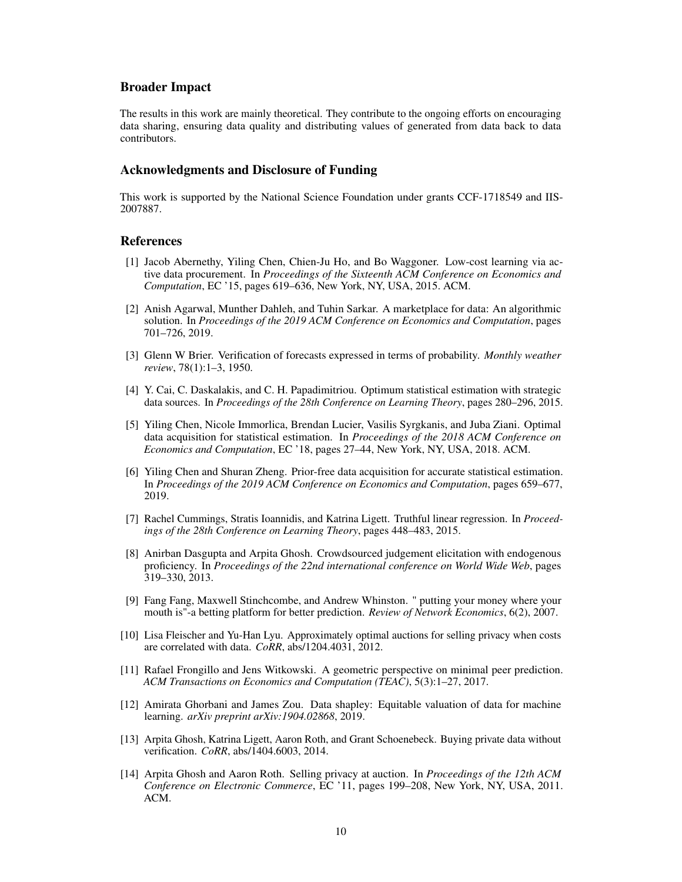## Broader Impact

The results in this work are mainly theoretical. They contribute to the ongoing efforts on encouraging data sharing, ensuring data quality and distributing values of generated from data back to data contributors.

## Acknowledgments and Disclosure of Funding

This work is supported by the National Science Foundation under grants CCF-1718549 and IIS-2007887.

## References

[1] Jacob Abernethy, Yiling Chen, Chien-Ju Ho, and Bo Waggoner. Low-cost learning via active data procurement. In *Proceedings of the Sixteenth ACM Conference on Economics and Computation*, EC '15, pages 619–636, New York, NY, USA, 2015. ACM.

[2] Anish Agarwal, Munther Dahleh, and Tuhin Sarkar. A marketplace for data: An algorithmic solution. In *Proceedings of the 2019 ACM Conference on Economics and Computation*, pages 701–726, 2019.

[3] Glenn W Brier. Verification of forecasts expressed in terms of probability. *Monthly weather review*, 78(1):1–3, 1950.

[4] Y. Cai, C. Daskalakis, and C. H. Papadimitriou. Optimum statistical estimation with strategic data sources. In *Proceedings of the 28th Conference on Learning Theory*, pages 280–296, 2015.

[5] Yiling Chen, Nicole Immorlica, Brendan Lucier, Vasilis Syrgkanis, and Juba Ziani. Optimal data acquisition for statistical estimation. In *Proceedings of the 2018 ACM Conference on Economics and Computation*, EC '18, pages 27–44, New York, NY, USA, 2018. ACM.

[6] Yiling Chen and Shuran Zheng. Prior-free data acquisition for accurate statistical estimation. In *Proceedings of the 2019 ACM Conference on Economics and Computation*, pages 659–677, 2019.

[7] Rachel Cummings, Stratis Ioannidis, and Katrina Ligett. Truthful linear regression. In *Proceedings of the 28th Conference on Learning Theory*, pages 448–483, 2015.

[8] Anirban Dasgupta and Arpita Ghosh. Crowdsourced judgement elicitation with endogenous proficiency. In *Proceedings of the 22nd international conference on World Wide Web*, pages 319–330, 2013.

[9] Fang Fang, Maxwell Stinchcombe, and Andrew Whinston. " putting your money where your mouth is"-a betting platform for better prediction. *Review of Network Economics*, 6(2), 2007.

[10] Lisa Fleischer and Yu-Han Lyu. Approximately optimal auctions for selling privacy when costs are correlated with data. *CoRR*, abs/1204.4031, 2012.

[11] Rafael Frongillo and Jens Witkowski. A geometric perspective on minimal peer prediction. *ACM Transactions on Economics and Computation (TEAC)*, 5(3):1–27, 2017.

[12] Amirata Ghorbani and James Zou. Data shapley: Equitable valuation of data for machine learning. *arXiv preprint arXiv:1904.02868*, 2019.

[13] Arpita Ghosh, Katrina Ligett, Aaron Roth, and Grant Schoenebeck. Buying private data without verification. *CoRR*, abs/1404.6003, 2014.

[14] Arpita Ghosh and Aaron Roth. Selling privacy at auction. In *Proceedings of the 12th ACM Conference on Electronic Commerce*, EC '11, pages 199–208, New York, NY, USA, 2011. ACM.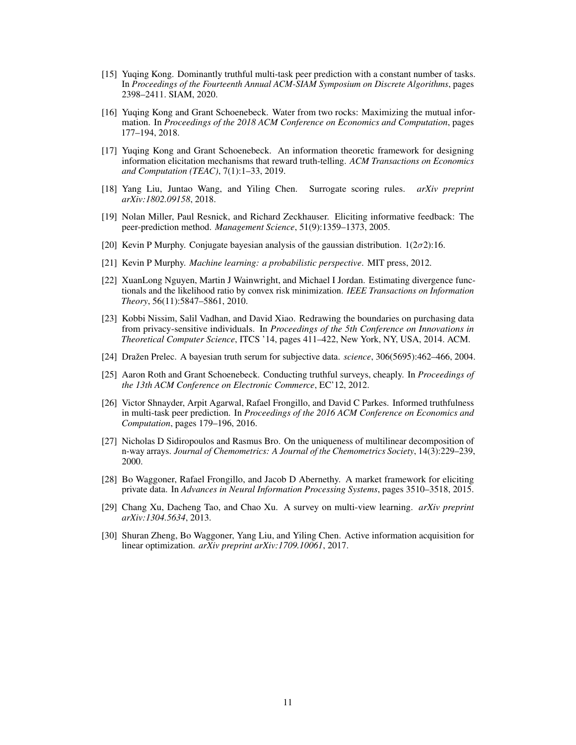[15] Yuqing Kong. Dominantly truthful multi-task peer prediction with a constant number of tasks. In *Proceedings of the Fourteenth Annual ACM-SIAM Symposium on Discrete Algorithms*, pages 2398–2411. SIAM, 2020.

[16] Yuqing Kong and Grant Schoenebeck. Water from two rocks: Maximizing the mutual information. In *Proceedings of the 2018 ACM Conference on Economics and Computation*, pages 177–194, 2018.

[17] Yuqing Kong and Grant Schoenebeck. An information theoretic framework for designing information elicitation mechanisms that reward truth-telling. *ACM Transactions on Economics and Computation (TEAC)*, 7(1):1–33, 2019.

[18] Yang Liu, Juntao Wang, and Yiling Chen. Surrogate scoring rules. *arXiv preprint arXiv:1802.09158*, 2018.

[19] Nolan Miller, Paul Resnick, and Richard Zeckhauser. Eliciting informative feedback: The peer-prediction method. *Management Science*, 51(9):1359–1373, 2005.

[20] Kevin P Murphy. Conjugate bayesian analysis of the gaussian distribution. $1(2\sigma 2)$:16.

[21] Kevin P Murphy. *Machine learning: a probabilistic perspective*. MIT press, 2012.

[22] XuanLong Nguyen, Martin J Wainwright, and Michael I Jordan. Estimating divergence functionals and the likelihood ratio by convex risk minimization. *IEEE Transactions on Information Theory*, 56(11):5847–5861, 2010.

[23] Kobbi Nissim, Salil Vadhan, and David Xiao. Redrawing the boundaries on purchasing data from privacy-sensitive individuals. In *Proceedings of the 5th Conference on Innovations in Theoretical Computer Science*, ITCS '14, pages 411–422, New York, NY, USA, 2014. ACM.

[24] Dražen Prelec. A bayesian truth serum for subjective data. *science*, 306(5695):462–466, 2004.

[25] Aaron Roth and Grant Schoenebeck. Conducting truthful surveys, cheaply. In *Proceedings of the 13th ACM Conference on Electronic Commerce*, EC'12, 2012.

[26] Victor Shnayder, Arpit Agarwal, Rafael Frongillo, and David C Parkes. Informed truthfulness in multi-task peer prediction. In *Proceedings of the 2016 ACM Conference on Economics and Computation*, pages 179–196, 2016.

[27] Nicholas D Sidiropoulos and Rasmus Bro. On the uniqueness of multilinear decomposition of n-way arrays. *Journal of Chemometrics: A Journal of the Chemometrics Society*, 14(3):229–239, 2000.

[28] Bo Waggoner, Rafael Frongillo, and Jacob D Abernethy. A market framework for eliciting private data. In *Advances in Neural Information Processing Systems*, pages 3510–3518, 2015.

[29] Chang Xu, Dacheng Tao, and Chao Xu. A survey on multi-view learning. *arXiv preprint arXiv:1304.5634*, 2013.

[30] Shuran Zheng, Bo Waggoner, Yang Liu, and Yiling Chen. Active information acquisition for linear optimization. *arXiv preprint arXiv:1709.10061*, 2017.